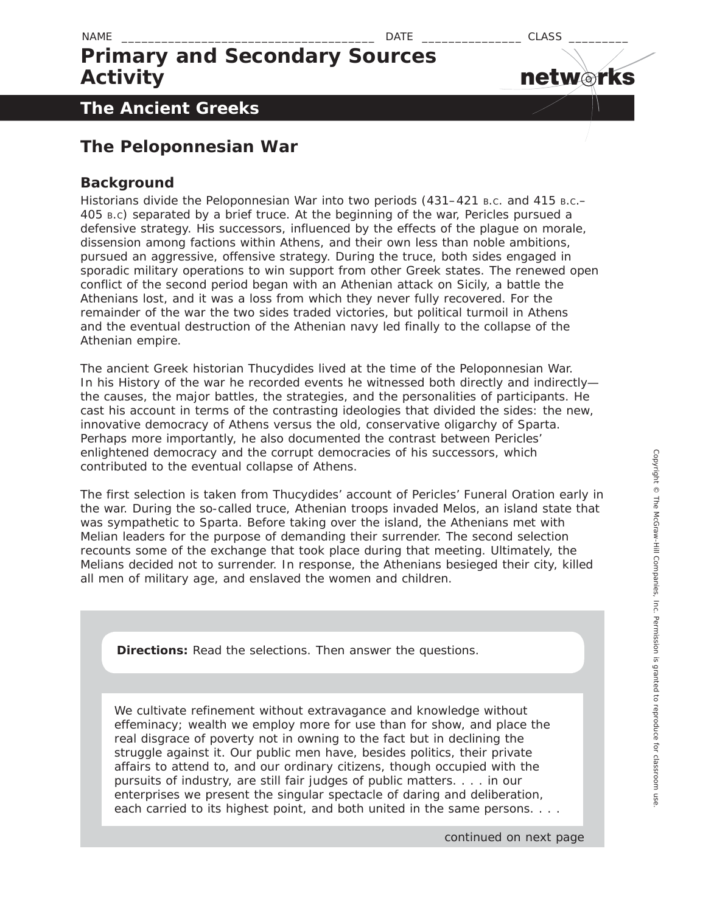NAME _______________________________________ DATE _______________ CLASS _________

# Primary and Secondary Sources Activity

## The Ancient Greeks

## The Peloponnesian War

### Background

Historians divide the Peloponnesian War into two periods (431–421 B.C. and 415 B.C.–405 B.C) separated by a brief truce. At the beginning of the war, Pericles pursued a defensive strategy. His successors, influenced by the effects of the plague on morale, dissension among factions within Athens, and their own less than noble ambitions, pursued an aggressive, offensive strategy. During the truce, both sides engaged in sporadic military operations to win support from other Greek states. The renewed open conflict of the second period began with an Athenian attack on Sicily, a battle the Athenians lost, and it was a loss from which they never fully recovered. For the remainder of the war the two sides traded victories, but political turmoil in Athens and the eventual destruction of the Athenian navy led finally to the collapse of the Athenian empire.

The ancient Greek historian Thucydides lived at the time of the Peloponnesian War. In his History of the war he recorded events he witnessed both directly and indirectly—the causes, the major battles, the strategies, and the personalities of participants. He cast his account in terms of the contrasting ideologies that divided the sides: the new, innovative democracy of Athens versus the old, conservative oligarchy of Sparta. Perhaps more importantly, he also documented the contrast between Pericles' enlightened democracy and the corrupt democracies of his successors, which contributed to the eventual collapse of Athens.

The first selection is taken from Thucydides' account of Pericles' Funeral Oration early in the war. During the so-called truce, Athenian troops invaded Melos, an island state that was sympathetic to Sparta. Before taking over the island, the Athenians met with Melian leaders for the purpose of demanding their surrender. The second selection recounts some of the exchange that took place during that meeting. Ultimately, the Melians decided not to surrender. In response, the Athenians besieged their city, killed all men of military age, and enslaved the women and children.

**Directions:** Read the selections. Then answer the questions.

We cultivate refinement without extravagance and knowledge without effeminacy; wealth we employ more for use than for show, and place the real disgrace of poverty not in owning to the fact but in declining the struggle against it. Our public men have, besides politics, their private affairs to attend to, and our ordinary citizens, though occupied with the pursuits of industry, are still fair judges of public matters. . . . in our enterprises we present the singular spectacle of daring and deliberation, each carried to its highest point, and both united in the same persons. . . .

continued on next page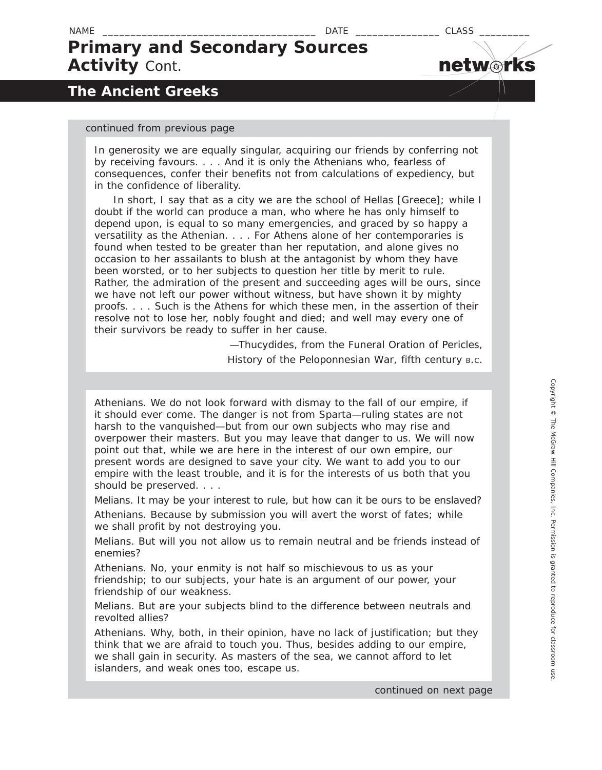NAME ____________________________________ DATE _______________ CLASS _________

# Primary and Secondary Sources Activity Cont.

## The Ancient Greeks

continued from previous page

In generosity we are equally singular, acquiring our friends by conferring not by receiving favours. . . . And it is only the Athenians who, fearless of consequences, confer their benefits not from calculations of expediency, but in the confidence of liberality.

In short, I say that as a city we are the school of Hellas [Greece]; while I doubt if the world can produce a man, who where he has only himself to depend upon, is equal to so many emergencies, and graced by so happy a versatility as the Athenian. . . . For Athens alone of her contemporaries is found when tested to be greater than her reputation, and alone gives no occasion to her assailants to blush at the antagonist by whom they have been worsted, or to her subjects to question her title by merit to rule. Rather, the admiration of the present and succeeding ages will be ours, since we have not left our power without witness, but have shown it by mighty proofs. . . . Such is the Athens for which these men, in the assertion of their resolve not to lose her, nobly fought and died; and well may every one of their survivors be ready to suffer in her cause.

—Thucydides, from the Funeral Oration of Pericles, History of the Peloponnesian War, fifth century B.C.

Athenians. We do not look forward with dismay to the fall of our empire, if it should ever come. The danger is not from Sparta—ruling states are not harsh to the vanquished—but from our own subjects who may rise and overpower their masters. But you may leave that danger to us. We will now point out that, while we are here in the interest of our own empire, our present words are designed to save your city. We want to add you to our empire with the least trouble, and it is for the interests of us both that you should be preserved. . . .

Melians. It may be your interest to rule, but how can it be ours to be enslaved?

Athenians. Because by submission you will avert the worst of fates; while we shall profit by not destroying you.

Melians. But will you not allow us to remain neutral and be friends instead of enemies?

Athenians. No, your enmity is not half so mischievous to us as your friendship; to our subjects, your hate is an argument of our power, your friendship of our weakness.

Melians. But are your subjects blind to the difference between neutrals and revolted allies?

Athenians. Why, both, in their opinion, have no lack of justification; but they think that we are afraid to touch you. Thus, besides adding to our empire, we shall gain in security. As masters of the sea, we cannot afford to let islanders, and weak ones too, escape us.

continued on next page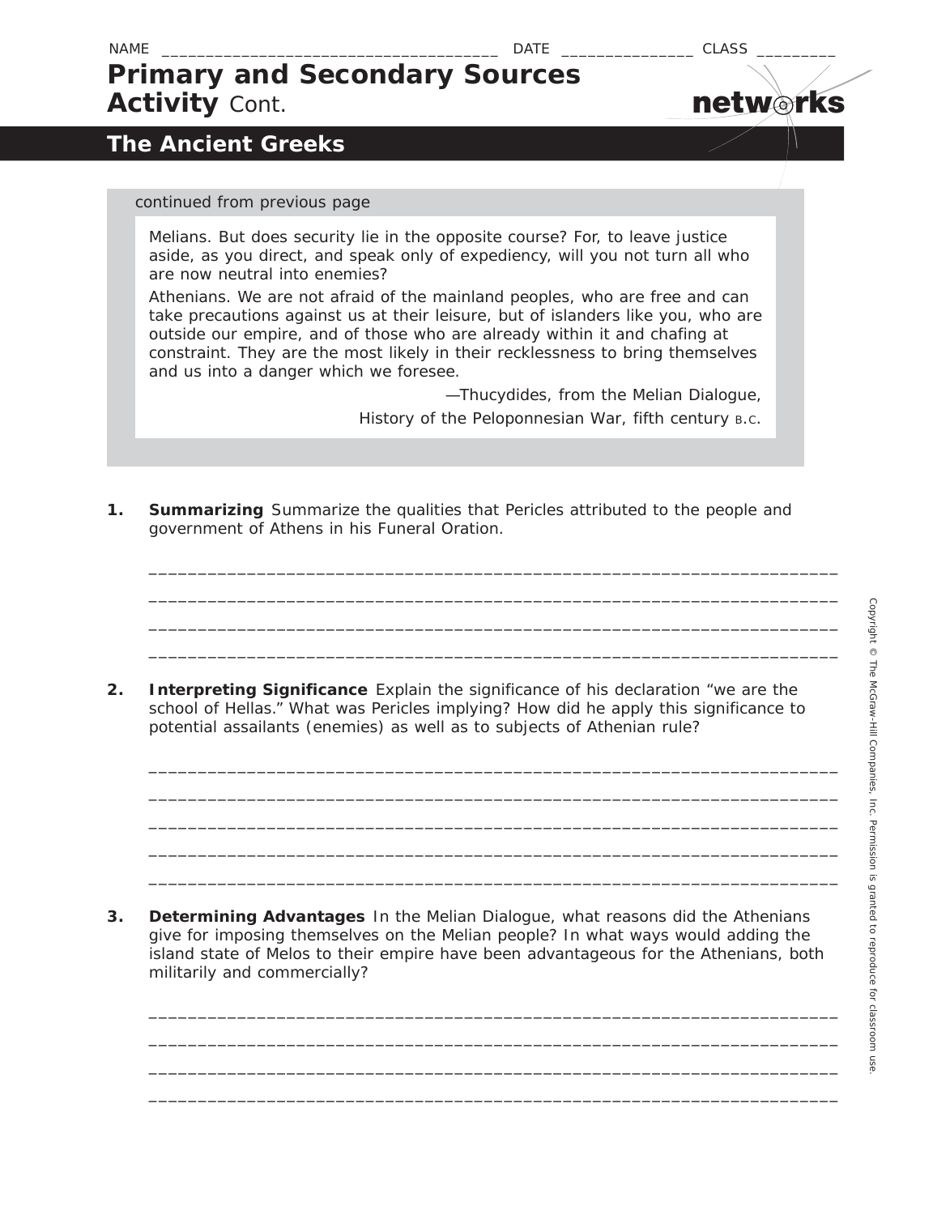NAME ____________________________________ DATE _______________ CLASS _________

# Primary and Secondary Sources Activity Cont.

## The Ancient Greeks

continued from previous page

> Melians. But does security lie in the opposite course? For, to leave justice aside, as you direct, and speak only of expediency, will you not turn all who are now neutral into enemies?
>
> Athenians. We are not afraid of the mainland peoples, who are free and can take precautions against us at their leisure, but of islanders like you, who are outside our empire, and of those who are already within it and chafing at constraint. They are the most likely in their recklessness to bring themselves and us into a danger which we foresee.
>
> —Thucydides, from the Melian Dialogue,
> History of the Peloponnesian War, fifth century B.C.

1. **Summarizing** Summarize the qualities that Pericles attributed to the people and government of Athens in his Funeral Oration.

_______________________________________________________________________

_______________________________________________________________________

_______________________________________________________________________

_______________________________________________________________________

2. **Interpreting Significance** Explain the significance of his declaration "we are the school of Hellas." What was Pericles implying? How did he apply this significance to potential assailants (enemies) as well as to subjects of Athenian rule?

_______________________________________________________________________

_______________________________________________________________________

_______________________________________________________________________

_______________________________________________________________________

_______________________________________________________________________

3. **Determining Advantages** In the Melian Dialogue, what reasons did the Athenians give for imposing themselves on the Melian people? In what ways would adding the island state of Melos to their empire have been advantageous for the Athenians, both militarily and commercially?

_______________________________________________________________________

_______________________________________________________________________

_______________________________________________________________________

_______________________________________________________________________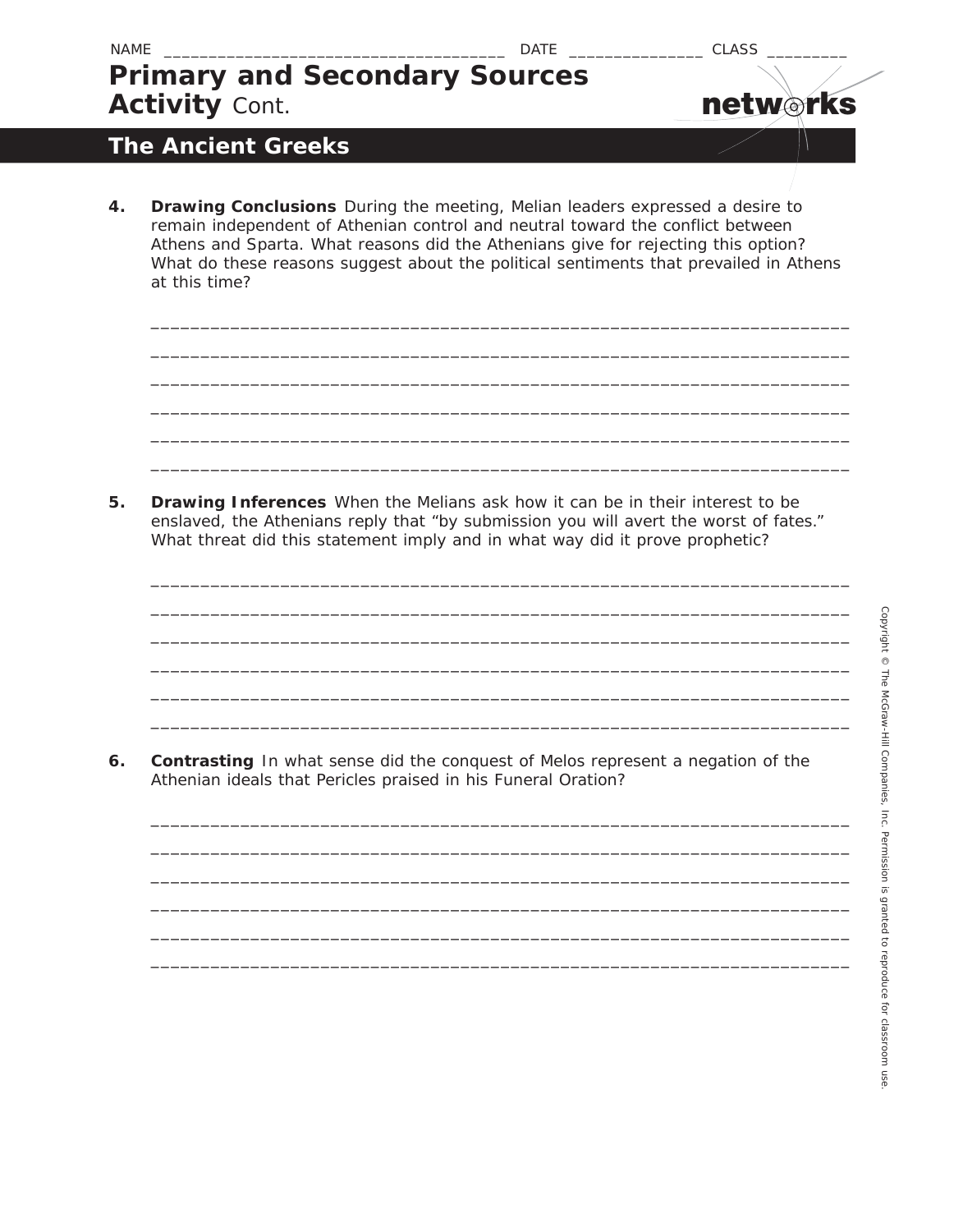NAME _______________________________________ DATE _______________ CLASS _________

# Primary and Secondary Sources Activity Cont.

## The Ancient Greeks

4. **Drawing Conclusions** During the meeting, Melian leaders expressed a desire to remain independent of Athenian control and neutral toward the conflict between Athens and Sparta. What reasons did the Athenians give for rejecting this option? What do these reasons suggest about the political sentiments that prevailed in Athens at this time?

___________________________________________________________________________

___________________________________________________________________________

___________________________________________________________________________

___________________________________________________________________________

___________________________________________________________________________

___________________________________________________________________________

5. **Drawing Inferences** When the Melians ask how it can be in their interest to be enslaved, the Athenians reply that "by submission you will avert the worst of fates." What threat did this statement imply and in what way did it prove prophetic?

___________________________________________________________________________

___________________________________________________________________________

___________________________________________________________________________

___________________________________________________________________________

___________________________________________________________________________

___________________________________________________________________________

6. **Contrasting** In what sense did the conquest of Melos represent a negation of the Athenian ideals that Pericles praised in his Funeral Oration?

___________________________________________________________________________

___________________________________________________________________________

___________________________________________________________________________

___________________________________________________________________________

___________________________________________________________________________

___________________________________________________________________________

Copyright © The McGraw-Hill Companies, Inc. Permission is granted to reproduce for classroom use.